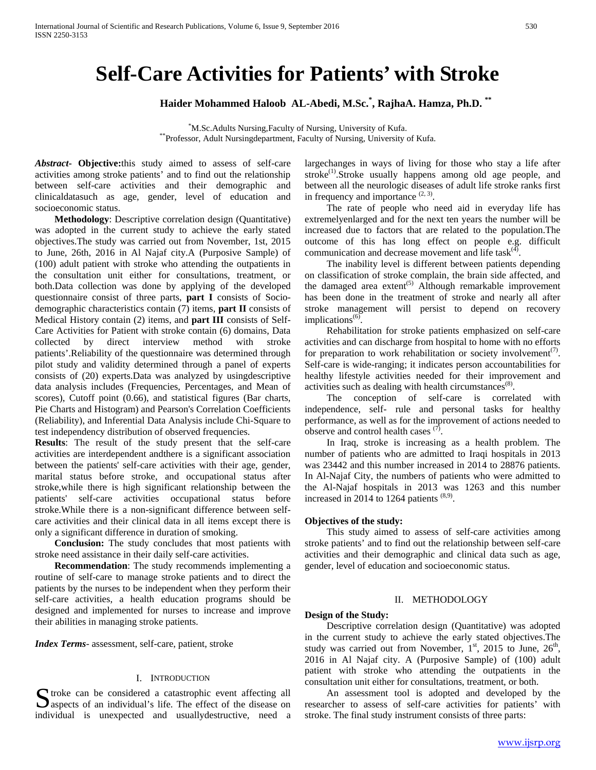# Self-Care Activities for Patients' with Stroke

**Haider Mohammed Haloob AL-Abedi, M.Sc.[*], RajhaA. Hamza, Ph.D. [**]**

[*]M.Sc.Adults Nursing,Faculty of Nursing, University of Kufa.
[**]Professor, Adult Nursingdepartment, Faculty of Nursing, University of Kufa.

***Abstract*- Objective:**this study aimed to assess of self-care activities among stroke patients' and to find out the relationship between self-care activities and their demographic and clinicaldatasuch as age, gender, level of education and socioeconomic status.

**Methodology**: Descriptive correlation design (Quantitative) was adopted in the current study to achieve the early stated objectives.The study was carried out from November, 1st, 2015 to June, 26th, 2016 in Al Najaf city.A (Purposive Sample) of (100) adult patient with stroke who attending the outpatients in the consultation unit either for consultations, treatment, or both.Data collection was done by applying of the developed questionnaire consist of three parts, **part I** consists of Socio-demographic characteristics contain (7) items, **part II** consists of Medical History contain (2) items, and **part III** consists of Self-Care Activities for Patient with stroke contain (6) domains, Data collected by direct interview method with stroke patients'.Reliability of the questionnaire was determined through pilot study and validity determined through a panel of experts consists of (20) experts.Data was analyzed by usingdescriptive data analysis includes (Frequencies, Percentages, and Mean of scores), Cutoff point (0.66), and statistical figures (Bar charts, Pie Charts and Histogram) and Pearson's Correlation Coefficients (Reliability), and Inferential Data Analysis include Chi-Square to test independency distribution of observed frequencies.

**Results**: The result of the study present that the self-care activities are interdependent andthere is a significant association between the patients' self-care activities with their age, gender, marital status before stroke, and occupational status after stroke,while there is high significant relationship between the patients' self-care activities occupational status before stroke.While there is a non-significant difference between self-care activities and their clinical data in all items except there is only a significant difference in duration of smoking.

**Conclusion:** The study concludes that most patients with stroke need assistance in their daily self-care activities.

**Recommendation**: The study recommends implementing a routine of self-care to manage stroke patients and to direct the patients by the nurses to be independent when they perform their self-care activities, a health education programs should be designed and implemented for nurses to increase and improve their abilities in managing stroke patients.

***Index Terms*-** assessment, self-care, patient, stroke

## I. Introduction

Stroke can be considered a catastrophic event affecting all aspects of an individual's life. The effect of the disease on individual is unexpected and usuallydestructive, need a largechanges in ways of living for those who stay a life after stroke[1].Stroke usually happens among old age people, and between all the neurologic diseases of adult life stroke ranks first in frequency and importance [2, 3].

The rate of people who need aid in everyday life has extremelyenlarged and for the next ten years the number will be increased due to factors that are related to the population.The outcome of this has long effect on people e.g. difficult communication and decrease movement and life task[4].

The inability level is different between patients depending on classification of stroke complain, the brain side affected, and the damaged area extent[5] Although remarkable improvement has been done in the treatment of stroke and nearly all after stroke management will persist to depend on recovery implications[6].

Rehabilitation for stroke patients emphasized on self-care activities and can discharge from hospital to home with no efforts for preparation to work rehabilitation or society involvement[7]. Self-care is wide-ranging; it indicates person accountabilities for healthy lifestyle activities needed for their improvement and activities such as dealing with health circumstances[8].

The conception of self-care is correlated with independence, self- rule and personal tasks for healthy performance, as well as for the improvement of actions needed to observe and control health cases [7].

In Iraq, stroke is increasing as a health problem. The number of patients who are admitted to Iraqi hospitals in 2013 was 23442 and this number increased in 2014 to 28876 patients. In Al-Najaf City, the numbers of patients who were admitted to the Al-Najaf hospitals in 2013 was 1263 and this number increased in 2014 to 1264 patients [8,9].

**Objectives of the study:**

This study aimed to assess of self-care activities among stroke patients' and to find out the relationship between self-care activities and their demographic and clinical data such as age, gender, level of education and socioeconomic status.

## II. Methodology

**Design of the Study:**

Descriptive correlation design (Quantitative) was adopted in the current study to achieve the early stated objectives.The study was carried out from November, 1st, 2015 to June, 26th, 2016 in Al Najaf city. A (Purposive Sample) of (100) adult patient with stroke who attending the outpatients in the consultation unit either for consultations, treatment, or both.

An assessment tool is adopted and developed by the researcher to assess of self-care activities for patients' with stroke. The final study instrument consists of three parts: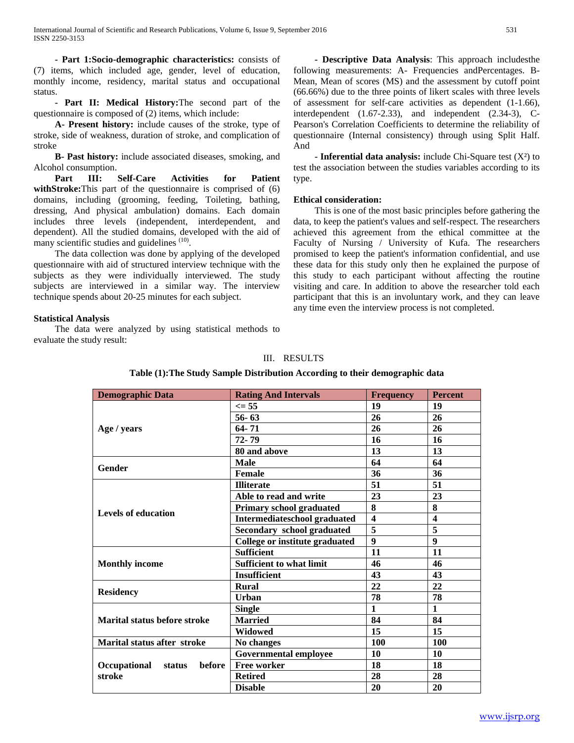**- Part 1:Socio-demographic characteristics:** consists of (7) items, which included age, gender, level of education, monthly income, residency, marital status and occupational status.

**- Part II: Medical History:**The second part of the questionnaire is composed of (2) items, which include:

**A- Present history:** include causes of the stroke, type of stroke, side of weakness, duration of stroke, and complication of stroke

**B- Past history:** include associated diseases, smoking, and Alcohol consumption.

**Part III: Self-Care Activities for Patient withStroke:**This part of the questionnaire is comprised of (6) domains, including (grooming, feeding, Toileting, bathing, dressing, And physical ambulation) domains. Each domain includes three levels (independent, interdependent, and dependent). All the studied domains, developed with the aid of many scientific studies and guidelines [10].

The data collection was done by applying of the developed questionnaire with aid of structured interview technique with the subjects as they were individually interviewed. The study subjects are interviewed in a similar way. The interview technique spends about 20-25 minutes for each subject.

**Statistical Analysis**

The data were analyzed by using statistical methods to evaluate the study result:

**- Descriptive Data Analysis**: This approach includesthe following measurements: A- Frequencies andPercentages. B- Mean, Mean of scores (MS) and the assessment by cutoff point (66.66%) due to the three points of likert scales with three levels of assessment for self-care activities as dependent (1-1.66), interdependent (1.67-2.33), and independent (2.34-3), C- Pearson's Correlation Coefficients to determine the reliability of questionnaire (Internal consistency) through using Split Half. And

**- Inferential data analysis:** include Chi-Square test ($X^2$) to test the association between the studies variables according to its type.

**Ethical consideration:**

This is one of the most basic principles before gathering the data, to keep the patient's values and self-respect. The researchers achieved this agreement from the ethical committee at the Faculty of Nursing / University of Kufa. The researchers promised to keep the patient's information confidential, and use these data for this study only then he explained the purpose of this study to each participant without affecting the routine visiting and care. In addition to above the researcher told each participant that this is an involuntary work, and they can leave any time even the interview process is not completed.

## III. RESULTS

**Table (1):The Study Sample Distribution According to their demographic data**

| Demographic Data | Rating And Intervals | Frequency | Percent |
|---|---|---|---|
| Age / years | <= 55 | 19 | 19 |
| | 56- 63 | 26 | 26 |
| | 64- 71 | 26 | 26 |
| | 72- 79 | 16 | 16 |
| | 80 and above | 13 | 13 |
| Gender | Male | 64 | 64 |
| | Female | 36 | 36 |
| Levels of education | Illiterate | 51 | 51 |
| | Able to read and write | 23 | 23 |
| | Primary school graduated | 8 | 8 |
| | Intermediateschool graduated | 4 | 4 |
| | Secondary school graduated | 5 | 5 |
| | College or institute graduated | 9 | 9 |
| Monthly income | Sufficient | 11 | 11 |
| | Sufficient to what limit | 46 | 46 |
| | Insufficient | 43 | 43 |
| Residency | Rural | 22 | 22 |
| | Urban | 78 | 78 |
| Marital status before stroke | Single | 1 | 1 |
| | Married | 84 | 84 |
| | Widowed | 15 | 15 |
| Marital status after stroke | No changes | 100 | 100 |
| Occupational status before stroke | Governmental employee | 10 | 10 |
| | Free worker | 18 | 18 |
| | Retired | 28 | 28 |
| | Disable | 20 | 20 |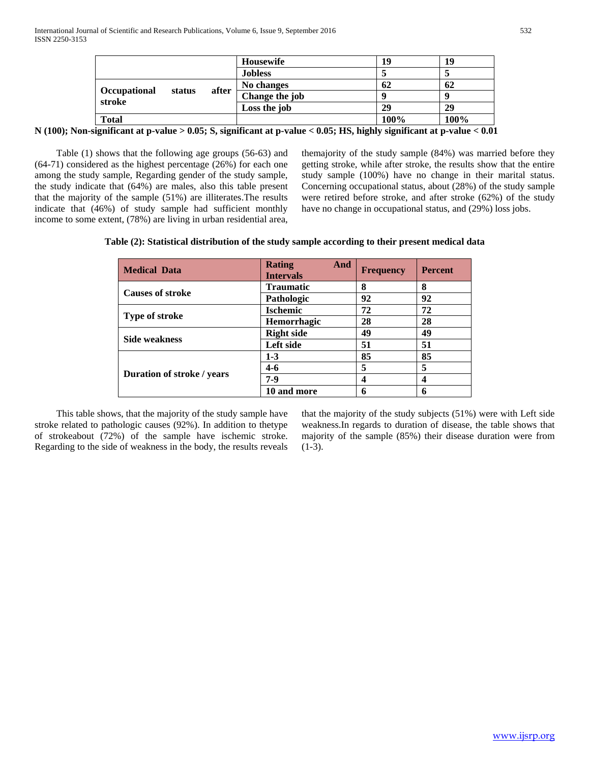| | Housewife | 19 | 19 |
|---|---|---|---|
| | Jobless | 5 | 5 |
| Occupational status after stroke | No changes | 62 | 62 |
| | Change the job | 9 | 9 |
| | Loss the job | 29 | 29 |
| Total | | 100% | 100% |

**N (100); Non-significant at p-value > 0.05; S, significant at p-value < 0.05; HS, highly significant at p-value < 0.01**

Table (1) shows that the following age groups (56-63) and (64-71) considered as the highest percentage (26%) for each one among the study sample, Regarding gender of the study sample, the study indicate that (64%) are males, also this table present that the majority of the sample (51%) are illiterates.The results indicate that (46%) of study sample had sufficient monthly income to some extent, (78%) are living in urban residential area, themajority of the study sample (84%) was married before they getting stroke, while after stroke, the results show that the entire study sample (100%) have no change in their marital status. Concerning occupational status, about (28%) of the study sample were retired before stroke, and after stroke (62%) of the study have no change in occupational status, and (29%) loss jobs.

**Table (2): Statistical distribution of the study sample according to their present medical data**

| Medical Data | Rating And Intervals | Frequency | Percent |
|---|---|---|---|
| Causes of stroke | Traumatic | 8 | 8 |
| | Pathologic | 92 | 92 |
| Type of stroke | Ischemic | 72 | 72 |
| | Hemorrhagic | 28 | 28 |
| Side weakness | Right side | 49 | 49 |
| | Left side | 51 | 51 |
| Duration of stroke / years | 1-3 | 85 | 85 |
| | 4-6 | 5 | 5 |
| | 7-9 | 4 | 4 |
| | 10 and more | 6 | 6 |

This table shows, that the majority of the study sample have stroke related to pathologic causes (92%). In addition to thetype of strokeabout (72%) of the sample have ischemic stroke. Regarding to the side of weakness in the body, the results reveals that the majority of the study subjects (51%) were with Left side weakness.In regards to duration of disease, the table shows that majority of the sample (85%) their disease duration were from (1-3).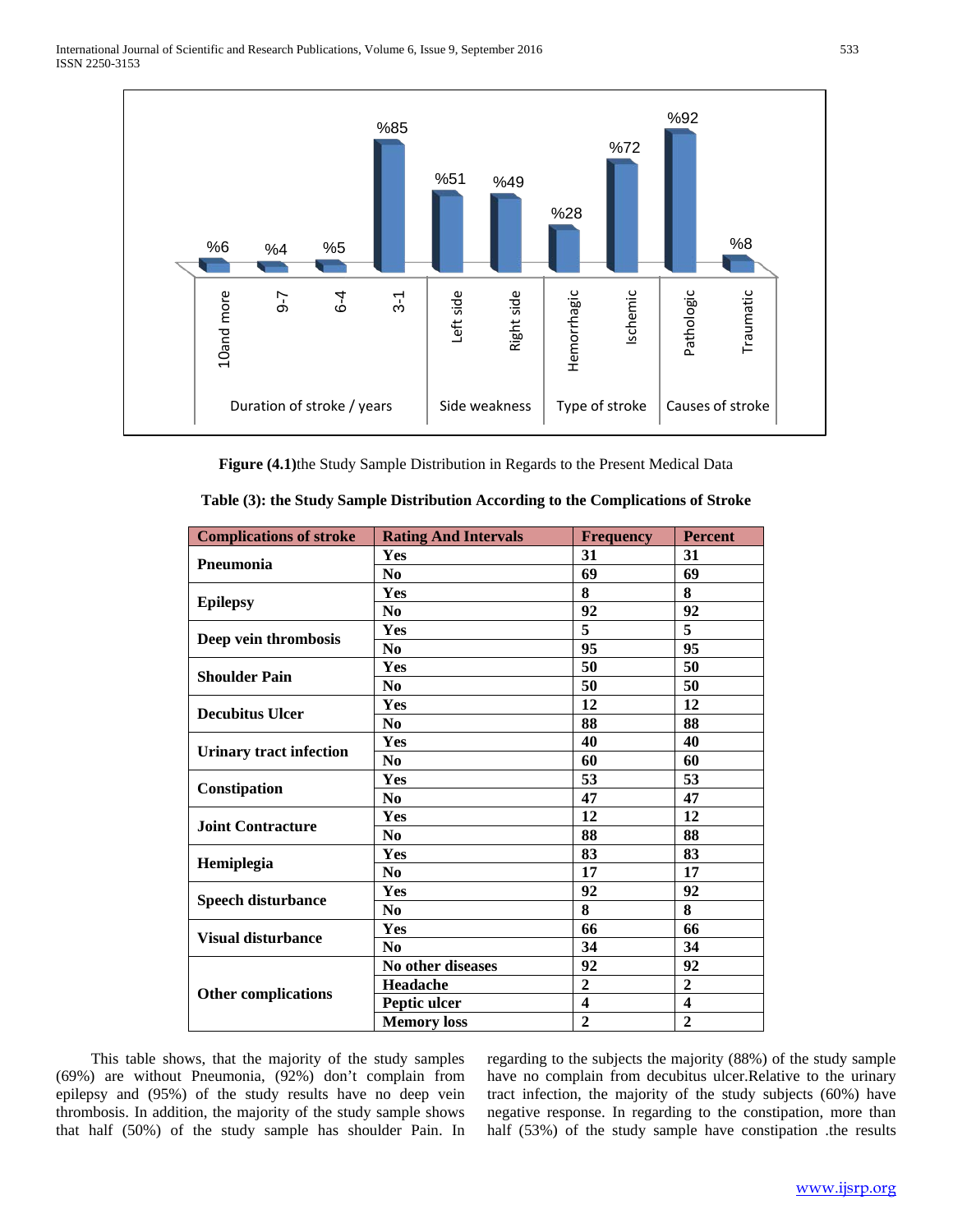**Figure (4.1)**the Study Sample Distribution in Regards to the Present Medical Data

**Table (3): the Study Sample Distribution According to the Complications of Stroke**

| Complications of stroke | Rating And Intervals | Frequency | Percent |
|---|---|---|---|
| **Pneumonia** | **Yes** | **31** | **31** |
| | **No** | **69** | **69** |
| **Epilepsy** | **Yes** | **8** | **8** |
| | **No** | **92** | **92** |
| **Deep vein thrombosis** | **Yes** | **5** | **5** |
| | **No** | **95** | **95** |
| **Shoulder Pain** | **Yes** | **50** | **50** |
| | **No** | **50** | **50** |
| **Decubitus Ulcer** | **Yes** | **12** | **12** |
| | **No** | **88** | **88** |
| **Urinary tract infection** | **Yes** | **40** | **40** |
| | **No** | **60** | **60** |
| **Constipation** | **Yes** | **53** | **53** |
| | **No** | **47** | **47** |
| **Joint Contracture** | **Yes** | **12** | **12** |
| | **No** | **88** | **88** |
| **Hemiplegia** | **Yes** | **83** | **83** |
| | **No** | **17** | **17** |
| **Speech disturbance** | **Yes** | **92** | **92** |
| | **No** | **8** | **8** |
| **Visual disturbance** | **Yes** | **66** | **66** |
| | **No** | **34** | **34** |
| **Other complications** | **No other diseases** | **92** | **92** |
| | **Headache** | **2** | **2** |
| | **Peptic ulcer** | **4** | **4** |
| | **Memory loss** | **2** | **2** |

This table shows, that the majority of the study samples (69%) are without Pneumonia, (92%) don't complain from epilepsy and (95%) of the study results have no deep vein thrombosis. In addition, the majority of the study sample shows that half (50%) of the study sample has shoulder Pain. In regarding to the subjects the majority (88%) of the study sample have no complain from decubitus ulcer.Relative to the urinary tract infection, the majority of the study subjects (60%) have negative response. In regarding to the constipation, more than half (53%) of the study sample have constipation .the results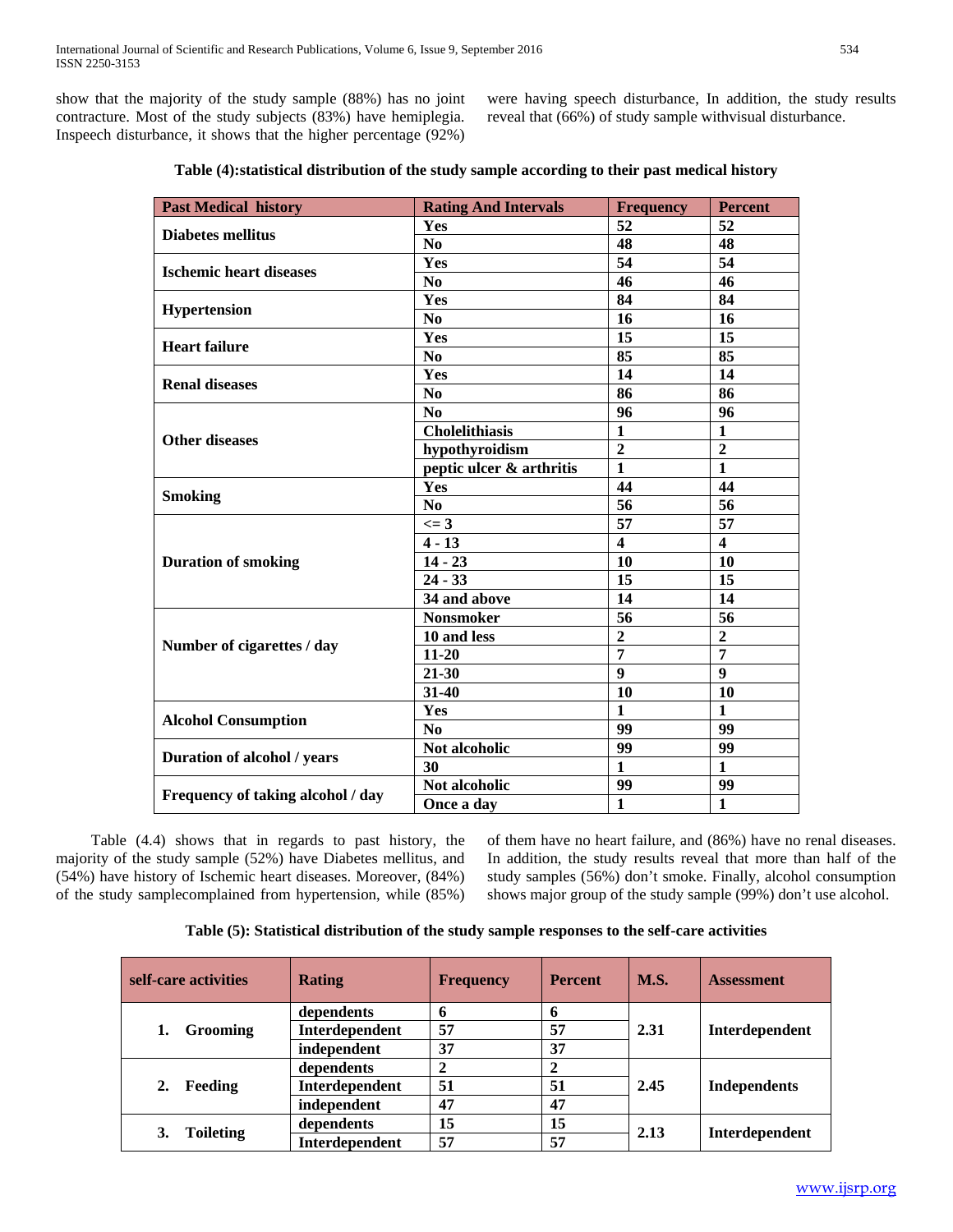show that the majority of the study sample (88%) has no joint contracture. Most of the study subjects (83%) have hemiplegia. Inspeech disturbance, it shows that the higher percentage (92%) were having speech disturbance, In addition, the study results reveal that (66%) of study sample withvisual disturbance.

**Table (4):statistical distribution of the study sample according to their past medical history**

| Past Medical history | Rating And Intervals | Frequency | Percent |
|---|---|---|---|
| **Diabetes mellitus** | Yes | 52 | 52 |
| | No | 48 | 48 |
| **Ischemic heart diseases** | Yes | 54 | 54 |
| | No | 46 | 46 |
| **Hypertension** | Yes | 84 | 84 |
| | No | 16 | 16 |
| **Heart failure** | Yes | 15 | 15 |
| | No | 85 | 85 |
| **Renal diseases** | Yes | 14 | 14 |
| | No | 86 | 86 |
| **Other diseases** | No | 96 | 96 |
| | Cholelithiasis | 1 | 1 |
| | hypothyroidism | 2 | 2 |
| | peptic ulcer & arthritis | 1 | 1 |
| **Smoking** | Yes | 44 | 44 |
| | No | 56 | 56 |
| **Duration of smoking** | <= 3 | 57 | 57 |
| | 4 - 13 | 4 | 4 |
| | 14 - 23 | 10 | 10 |
| | 24 - 33 | 15 | 15 |
| | 34 and above | 14 | 14 |
| **Number of cigarettes / day** | Nonsmoker | 56 | 56 |
| | 10 and less | 2 | 2 |
| | 11-20 | 7 | 7 |
| | 21-30 | 9 | 9 |
| | 31-40 | 10 | 10 |
| **Alcohol Consumption** | Yes | 1 | 1 |
| | No | 99 | 99 |
| **Duration of alcohol / years** | Not alcoholic | 99 | 99 |
| | 30 | 1 | 1 |
| **Frequency of taking alcohol / day** | Not alcoholic | 99 | 99 |
| | Once a day | 1 | 1 |

Table (4.4) shows that in regards to past history, the majority of the study sample (52%) have Diabetes mellitus, and (54%) have history of Ischemic heart diseases. Moreover, (84%) of the study samplecomplained from hypertension, while (85%) of them have no heart failure, and (86%) have no renal diseases. In addition, the study results reveal that more than half of the study samples (56%) don't smoke. Finally, alcohol consumption shows major group of the study sample (99%) don't use alcohol.

**Table (5): Statistical distribution of the study sample responses to the self-care activities**

| self-care activities | Rating | Frequency | Percent | M.S. | Assessment |
|---|---|---|---|---|---|
| **1. Grooming** | dependents | 6 | 6 | 2.31 | Interdependent |
| | Interdependent | 57 | 57 | | |
| | independent | 37 | 37 | | |
| **2. Feeding** | dependents | 2 | 2 | 2.45 | Independents |
| | Interdependent | 51 | 51 | | |
| | independent | 47 | 47 | | |
| **3. Toileting** | dependents | 15 | 15 | 2.13 | Interdependent |
| | Interdependent | 57 | 57 | | |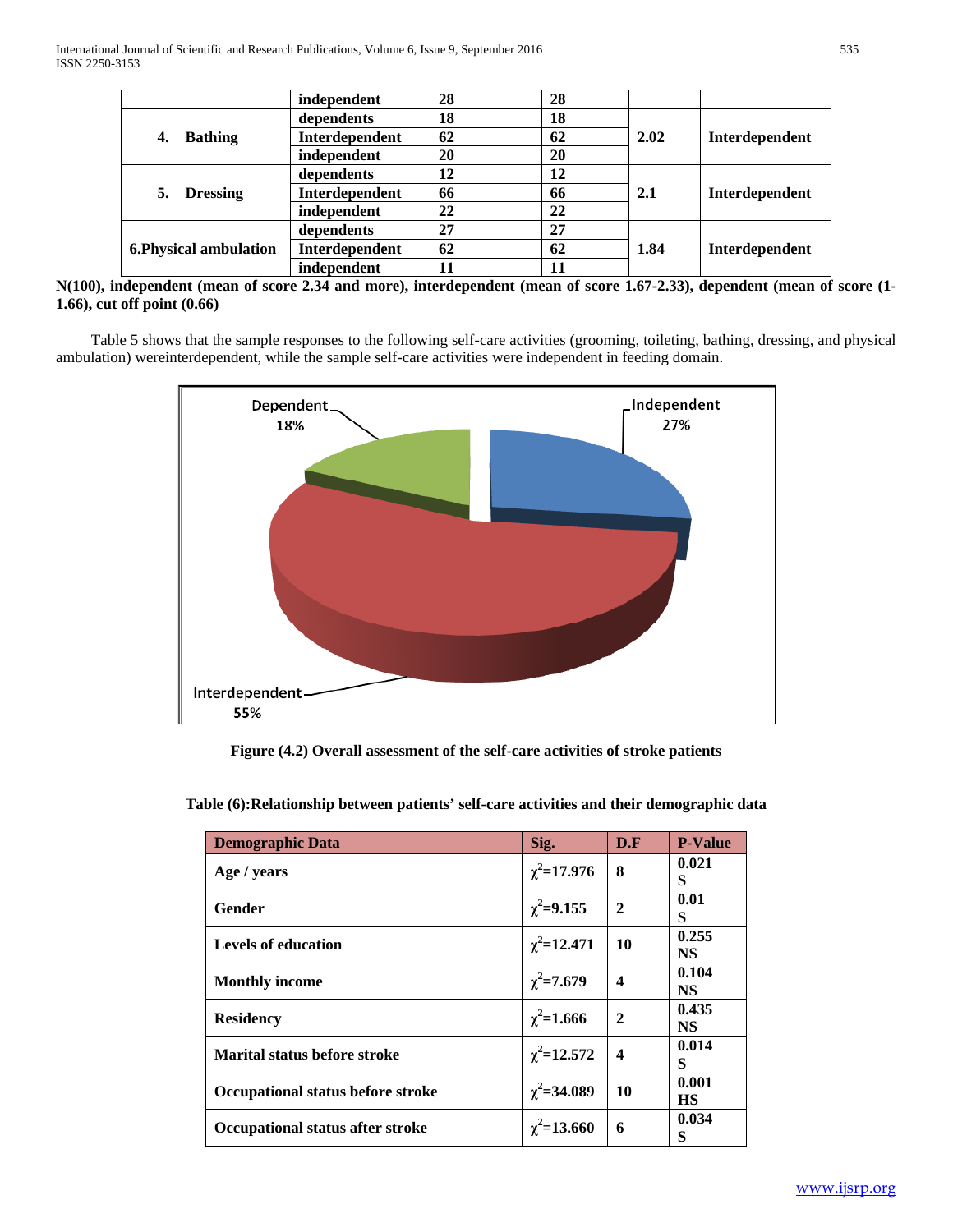| | | | | | |
|---|---|---|---|---|---|
| | independent | 28 | 28 | | |
| **4. Bathing** | dependents | 18 | 18 | 2.02 | Interdependent |
| | Interdependent | 62 | 62 | | |
| | independent | 20 | 20 | | |
| **5. Dressing** | dependents | 12 | 12 | 2.1 | Interdependent |
| | Interdependent | 66 | 66 | | |
| | independent | 22 | 22 | | |
| **6.Physical ambulation** | dependents | 27 | 27 | 1.84 | Interdependent |
| | Interdependent | 62 | 62 | | |
| | independent | 11 | 11 | | |

**N(100), independent (mean of score 2.34 and more), interdependent (mean of score 1.67-2.33), dependent (mean of score (1-1.66), cut off point (0.66)**

Table 5 shows that the sample responses to the following self-care activities (grooming, toileting, bathing, dressing, and physical ambulation) wereinterdependent, while the sample self-care activities were independent in feeding domain.

**Figure (4.2) Overall assessment of the self-care activities of stroke patients**

**Table (6):Relationship between patients' self-care activities and their demographic data**

| Demographic Data | Sig. | D.F | P-Value |
|---|---|---|---|
| Age / years | $\chi^2$=17.976 | 8 | 0.021 S |
| Gender | $\chi^2$=9.155 | 2 | 0.01 S |
| Levels of education | $\chi^2$=12.471 | 10 | 0.255 NS |
| Monthly income | $\chi^2$=7.679 | 4 | 0.104 NS |
| Residency | $\chi^2$=1.666 | 2 | 0.435 NS |
| Marital status before stroke | $\chi^2$=12.572 | 4 | 0.014 S |
| Occupational status before stroke | $\chi^2$=34.089 | 10 | 0.001 HS |
| Occupational status after stroke | $\chi^2$=13.660 | 6 | 0.034 S |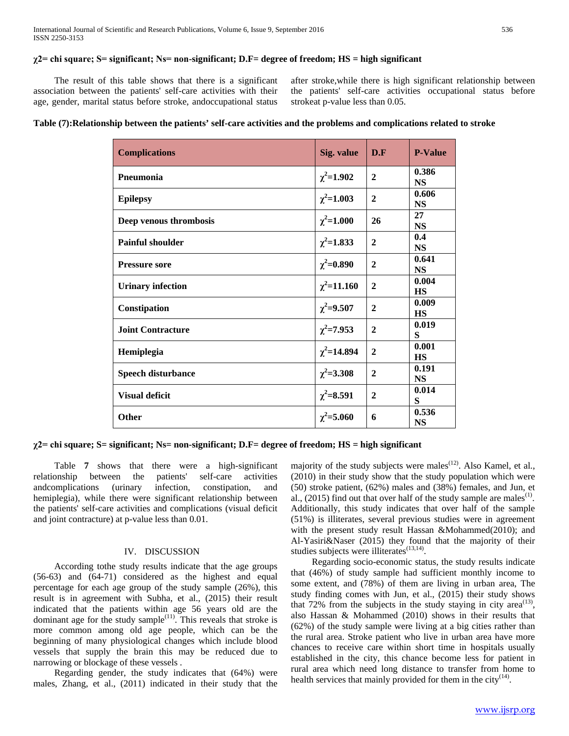**χ2= chi square; S= significant; Ns= non-significant; D.F= degree of freedom; HS = high significant**

The result of this table shows that there is a significant association between the patients' self-care activities with their age, gender, marital status before stroke, andoccupational status after stroke,while there is high significant relationship between the patients' self-care activities occupational status before strokeat p-value less than 0.05.

**Table (7):Relationship between the patients' self-care activities and the problems and complications related to stroke**

| Complications | Sig. value | D.F | P-Value |
|---|---|---|---|
| Pneumonia | $\chi^2$=1.902 | 2 | 0.386 NS |
| Epilepsy | $\chi^2$=1.003 | 2 | 0.606 NS |
| Deep venous thrombosis | $\chi^2$=1.000 | 26 | 27 NS |
| Painful shoulder | $\chi^2$=1.833 | 2 | 0.4 NS |
| Pressure sore | $\chi^2$=0.890 | 2 | 0.641 NS |
| Urinary infection | $\chi^2$=11.160 | 2 | 0.004 HS |
| Constipation | $\chi^2$=9.507 | 2 | 0.009 HS |
| Joint Contracture | $\chi^2$=7.953 | 2 | 0.019 S |
| Hemiplegia | $\chi^2$=14.894 | 2 | 0.001 HS |
| Speech disturbance | $\chi^2$=3.308 | 2 | 0.191 NS |
| Visual deficit | $\chi^2$=8.591 | 2 | 0.014 S |
| Other | $\chi^2$=5.060 | 6 | 0.536 NS |

**χ2= chi square; S= significant; Ns= non-significant; D.F= degree of freedom; HS = high significant**

Table **7** shows that there were a high-significant relationship between the patients' self-care activities andcomplications (urinary infection, constipation, and hemiplegia), while there were significant relationship between the patients' self-care activities and complications (visual deficit and joint contracture) at p-value less than 0.01.

## IV. DISCUSSION

According tothe study results indicate that the age groups (56-63) and (64-71) considered as the highest and equal percentage for each age group of the study sample (26%), this result is in agreement with Subha, et al., (2015) their result indicated that the patients within age 56 years old are the dominant age for the study sample[11]. This reveals that stroke is more common among old age people, which can be the beginning of many physiological changes which include blood vessels that supply the brain this may be reduced due to narrowing or blockage of these vessels .

Regarding gender, the study indicates that (64%) were males, Zhang, et al., (2011) indicated in their study that the majority of the study subjects were males[12]. Also Kamel, et al., (2010) in their study show that the study population which were (50) stroke patient, (62%) males and (38%) females, and Jun, et al., (2015) find out that over half of the study sample are males[1]. Additionally, this study indicates that over half of the sample (51%) is illiterates, several previous studies were in agreement with the present study result Hassan &Mohammed(2010); and Al-Yasiri&Naser (2015) they found that the majority of their studies subjects were illiterates[13,14].

Regarding socio-economic status, the study results indicate that (46%) of study sample had sufficient monthly income to some extent, and (78%) of them are living in urban area, The study finding comes with Jun, et al., (2015) their study shows that 72% from the subjects in the study staying in city area[13], also Hassan & Mohammed (2010) shows in their results that (62%) of the study sample were living at a big cities rather than the rural area. Stroke patient who live in urban area have more chances to receive care within short time in hospitals usually established in the city, this chance become less for patient in rural area which need long distance to transfer from home to health services that mainly provided for them in the city[14].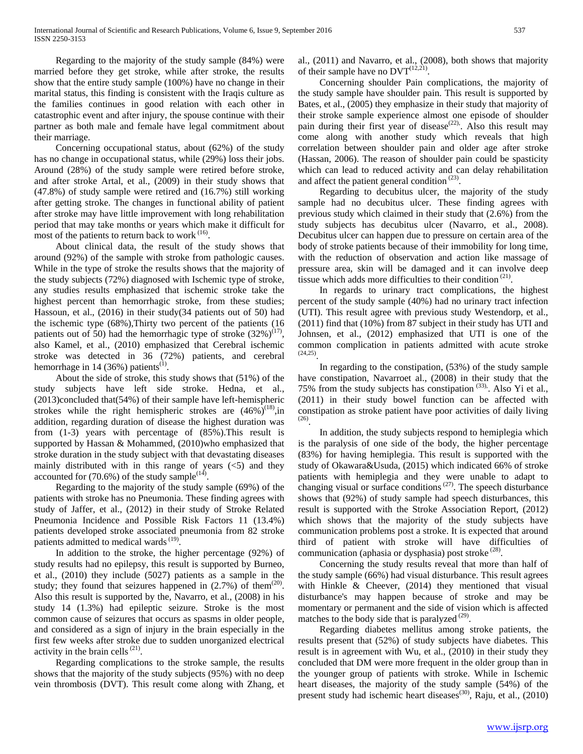Regarding to the majority of the study sample (84%) were married before they get stroke, while after stroke, the results show that the entire study sample (100%) have no change in their marital status, this finding is consistent with the Iraqis culture as the families continues in good relation with each other in catastrophic event and after injury, the spouse continue with their partner as both male and female have legal commitment about their marriage.

Concerning occupational status, about (62%) of the study has no change in occupational status, while (29%) loss their jobs. Around (28%) of the study sample were retired before stroke, and after stroke Artal, et al., (2009) in their study shows that (47.8%) of study sample were retired and (16.7%) still working after getting stroke. The changes in functional ability of patient after stroke may have little improvement with long rehabilitation period that may take months or years which make it difficult for most of the patients to return back to work [16].

About clinical data, the result of the study shows that around (92%) of the sample with stroke from pathologic causes. While in the type of stroke the results shows that the majority of the study subjects (72%) diagnosed with Ischemic type of stroke, any studies results emphasized that ischemic stroke take the highest percent than hemorrhagic stroke, from these studies; Hassoun, et al., (2016) in their study(34 patients out of 50) had the ischemic type (68%),Thirty two percent of the patients (16 patients out of 50) had the hemorrhagic type of stroke (32%)[17], also Kamel, et al., (2010) emphasized that Cerebral ischemic stroke was detected in 36 (72%) patients, and cerebral hemorrhage in 14 (36%) patients[1].

About the side of stroke, this study shows that (51%) of the study subjects have left side stroke. Hedna, et al., (2013)concluded that(54%) of their sample have left-hemispheric strokes while the right hemispheric strokes are (46%)[18],in addition, regarding duration of disease the highest duration was from (1-3) years with percentage of (85%).This result is supported by Hassan & Mohammed, (2010)who emphasized that stroke duration in the study subject with that devastating diseases mainly distributed with in this range of years (<5) and they accounted for (70.6%) of the study sample[14].

Regarding to the majority of the study sample (69%) of the patients with stroke has no Pneumonia. These finding agrees with study of Jaffer, et al., (2012) in their study of Stroke Related Pneumonia Incidence and Possible Risk Factors 11 (13.4%) patients developed stroke associated pneumonia from 82 stroke patients admitted to medical wards [19].

In addition to the stroke, the higher percentage (92%) of study results had no epilepsy, this result is supported by Burneo, et al., (2010) they include (5027) patients as a sample in the study; they found that seizures happened in (2.7%) of them[20]. Also this result is supported by the, Navarro, et al., (2008) in his study 14 (1.3%) had epileptic seizure. Stroke is the most common cause of seizures that occurs as spasms in older people, and considered as a sign of injury in the brain especially in the first few weeks after stroke due to sudden unorganized electrical activity in the brain cells [21].

Regarding complications to the stroke sample, the results shows that the majority of the study subjects (95%) with no deep vein thrombosis (DVT). This result come along with Zhang, et al., (2011) and Navarro, et al., (2008), both shows that majority of their sample have no DVT[12,21].

Concerning shoulder Pain complications, the majority of the study sample have shoulder pain. This result is supported by Bates, et al., (2005) they emphasize in their study that majority of their stroke sample experience almost one episode of shoulder pain during their first year of disease[22]. Also this result may come along with another study which reveals that high correlation between shoulder pain and older age after stroke (Hassan, 2006). The reason of shoulder pain could be spasticity which can lead to reduced activity and can delay rehabilitation and affect the patient general condition [23].

Regarding to decubitus ulcer, the majority of the study sample had no decubitus ulcer. These finding agrees with previous study which claimed in their study that (2.6%) from the study subjects has decubitus ulcer (Navarro, et al., 2008). Decubitus ulcer can happen due to pressure on certain area of the body of stroke patients because of their immobility for long time, with the reduction of observation and action like massage of pressure area, skin will be damaged and it can involve deep tissue which adds more difficulties to their condition [21].

In regards to urinary tract complications, the highest percent of the study sample (40%) had no urinary tract infection (UTI). This result agree with previous study Westendorp, et al., (2011) find that (10%) from 87 subject in their study has UTI and Johnsen, et al., (2012) emphasized that UTI is one of the common complication in patients admitted with acute stroke [24,25].

In regarding to the constipation, (53%) of the study sample have constipation, Navarroet al., (2008) in their study that the 75% from the study subjects has constipation [33]. Also Yi et al., (2011) in their study bowel function can be affected with constipation as stroke patient have poor activities of daily living [26].

In addition, the study subjects respond to hemiplegia which is the paralysis of one side of the body, the higher percentage (83%) for having hemiplegia. This result is supported with the study of Okawara&Usuda, (2015) which indicated 66% of stroke patients with hemiplegia and they were unable to adapt to changing visual or surface conditions [27]. The speech disturbance shows that (92%) of study sample had speech disturbances, this result is supported with the Stroke Association Report, (2012) which shows that the majority of the study subjects have communication problems post a stroke. It is expected that around third of patient with stroke will have difficulties of communication (aphasia or dysphasia) post stroke [28].

Concerning the study results reveal that more than half of the study sample (66%) had visual disturbance. This result agrees with Hinkle & Cheever, (2014) they mentioned that visual disturbance's may happen because of stroke and may be momentary or permanent and the side of vision which is affected matches to the body side that is paralyzed [29].

Regarding diabetes mellitus among stroke patients, the results present that (52%) of study subjects have diabetes. This result is in agreement with Wu, et al., (2010) in their study they concluded that DM were more frequent in the older group than in the younger group of patients with stroke. While in Ischemic heart diseases, the majority of the study sample (54%) of the present study had ischemic heart diseases[30], Raju, et al., (2010)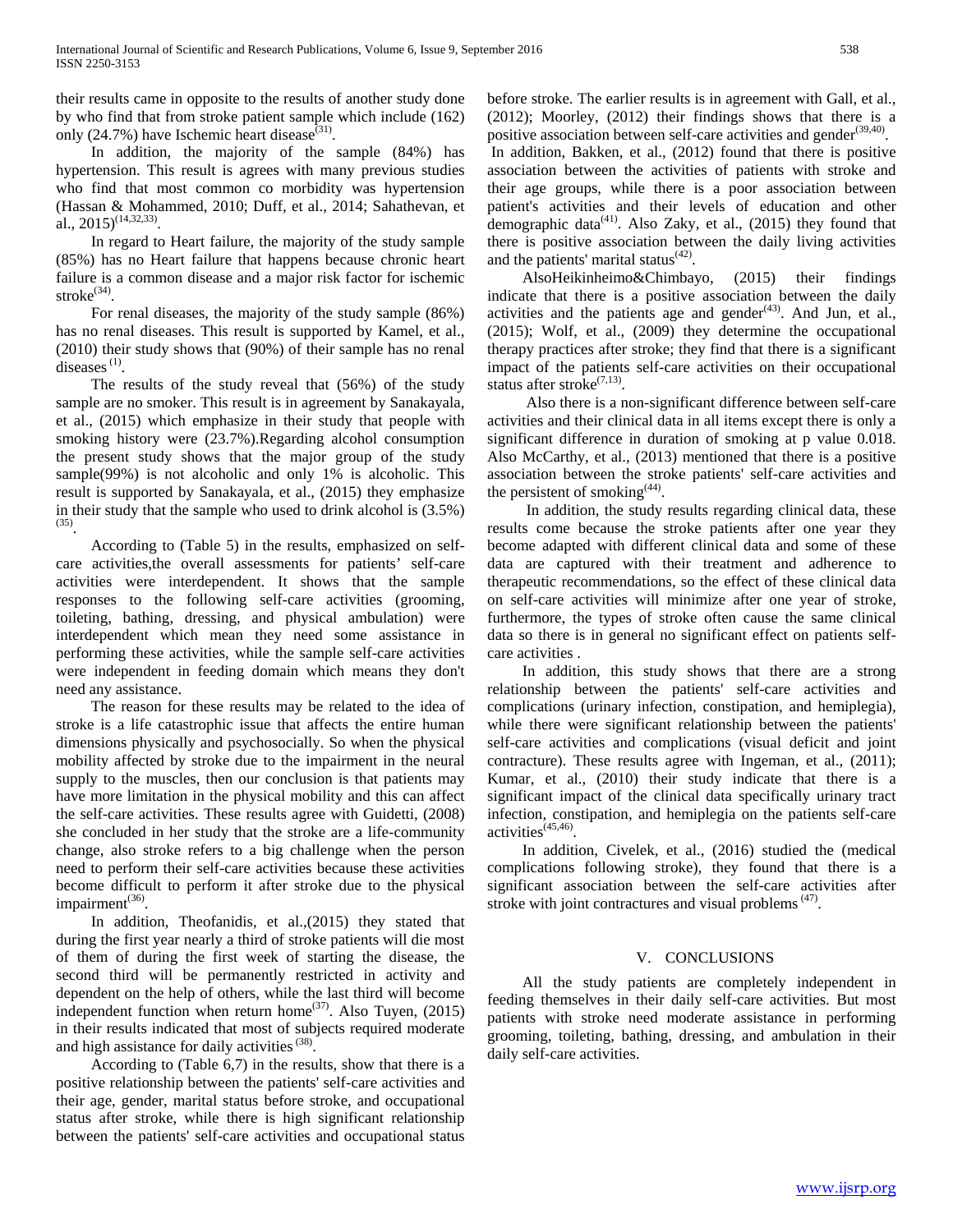their results came in opposite to the results of another study done by who find that from stroke patient sample which include (162) only (24.7%) have Ischemic heart disease[31].

In addition, the majority of the sample (84%) has hypertension. This result is agrees with many previous studies who find that most common co morbidity was hypertension (Hassan & Mohammed, 2010; Duff, et al., 2014; Sahathevan, et al., 2015)[14,32,33].

In regard to Heart failure, the majority of the study sample (85%) has no Heart failure that happens because chronic heart failure is a common disease and a major risk factor for ischemic stroke[34].

For renal diseases, the majority of the study sample (86%) has no renal diseases. This result is supported by Kamel, et al., (2010) their study shows that (90%) of their sample has no renal diseases [1].

The results of the study reveal that (56%) of the study sample are no smoker. This result is in agreement by Sanakayala, et al., (2015) which emphasize in their study that people with smoking history were (23.7%).Regarding alcohol consumption the present study shows that the major group of the study sample(99%) is not alcoholic and only 1% is alcoholic. This result is supported by Sanakayala, et al., (2015) they emphasize in their study that the sample who used to drink alcohol is (3.5%) [35].

According to (Table 5) in the results, emphasized on self-care activities,the overall assessments for patients' self-care activities were interdependent. It shows that the sample responses to the following self-care activities (grooming, toileting, bathing, dressing, and physical ambulation) were interdependent which mean they need some assistance in performing these activities, while the sample self-care activities were independent in feeding domain which means they don't need any assistance.

The reason for these results may be related to the idea of stroke is a life catastrophic issue that affects the entire human dimensions physically and psychosocially. So when the physical mobility affected by stroke due to the impairment in the neural supply to the muscles, then our conclusion is that patients may have more limitation in the physical mobility and this can affect the self-care activities. These results agree with Guidetti, (2008) she concluded in her study that the stroke are a life-community change, also stroke refers to a big challenge when the person need to perform their self-care activities because these activities become difficult to perform it after stroke due to the physical impairment[36].

In addition, Theofanidis, et al.,(2015) they stated that during the first year nearly a third of stroke patients will die most of them of during the first week of starting the disease, the second third will be permanently restricted in activity and dependent on the help of others, while the last third will become independent function when return home[37]. Also Tuyen, (2015) in their results indicated that most of subjects required moderate and high assistance for daily activities [38].

According to (Table 6,7) in the results, show that there is a positive relationship between the patients' self-care activities and their age, gender, marital status before stroke, and occupational status after stroke, while there is high significant relationship between the patients' self-care activities and occupational status before stroke. The earlier results is in agreement with Gall, et al., (2012); Moorley, (2012) their findings shows that there is a positive association between self-care activities and gender[39,40].

In addition, Bakken, et al., (2012) found that there is positive association between the activities of patients with stroke and their age groups, while there is a poor association between patient's activities and their levels of education and other demographic data[41]. Also Zaky, et al., (2015) they found that there is positive association between the daily living activities and the patients' marital status[42].

AlsoHeikinheimo&Chimbayo, (2015) their findings indicate that there is a positive association between the daily activities and the patients age and gender[43]. And Jun, et al., (2015); Wolf, et al., (2009) they determine the occupational therapy practices after stroke; they find that there is a significant impact of the patients self-care activities on their occupational status after stroke[7,13].

Also there is a non-significant difference between self-care activities and their clinical data in all items except there is only a significant difference in duration of smoking at p value 0.018. Also McCarthy, et al., (2013) mentioned that there is a positive association between the stroke patients' self-care activities and the persistent of smoking[44].

In addition, the study results regarding clinical data, these results come because the stroke patients after one year they become adapted with different clinical data and some of these data are captured with their treatment and adherence to therapeutic recommendations, so the effect of these clinical data on self-care activities will minimize after one year of stroke, furthermore, the types of stroke often cause the same clinical data so there is in general no significant effect on patients self-care activities .

In addition, this study shows that there are a strong relationship between the patients' self-care activities and complications (urinary infection, constipation, and hemiplegia), while there were significant relationship between the patients' self-care activities and complications (visual deficit and joint contracture). These results agree with Ingeman, et al., (2011); Kumar, et al., (2010) their study indicate that there is a significant impact of the clinical data specifically urinary tract infection, constipation, and hemiplegia on the patients self-care activities[45,46].

In addition, Civelek, et al., (2016) studied the (medical complications following stroke), they found that there is a significant association between the self-care activities after stroke with joint contractures and visual problems [47].

## V. CONCLUSIONS

All the study patients are completely independent in feeding themselves in their daily self-care activities. But most patients with stroke need moderate assistance in performing grooming, toileting, bathing, dressing, and ambulation in their daily self-care activities.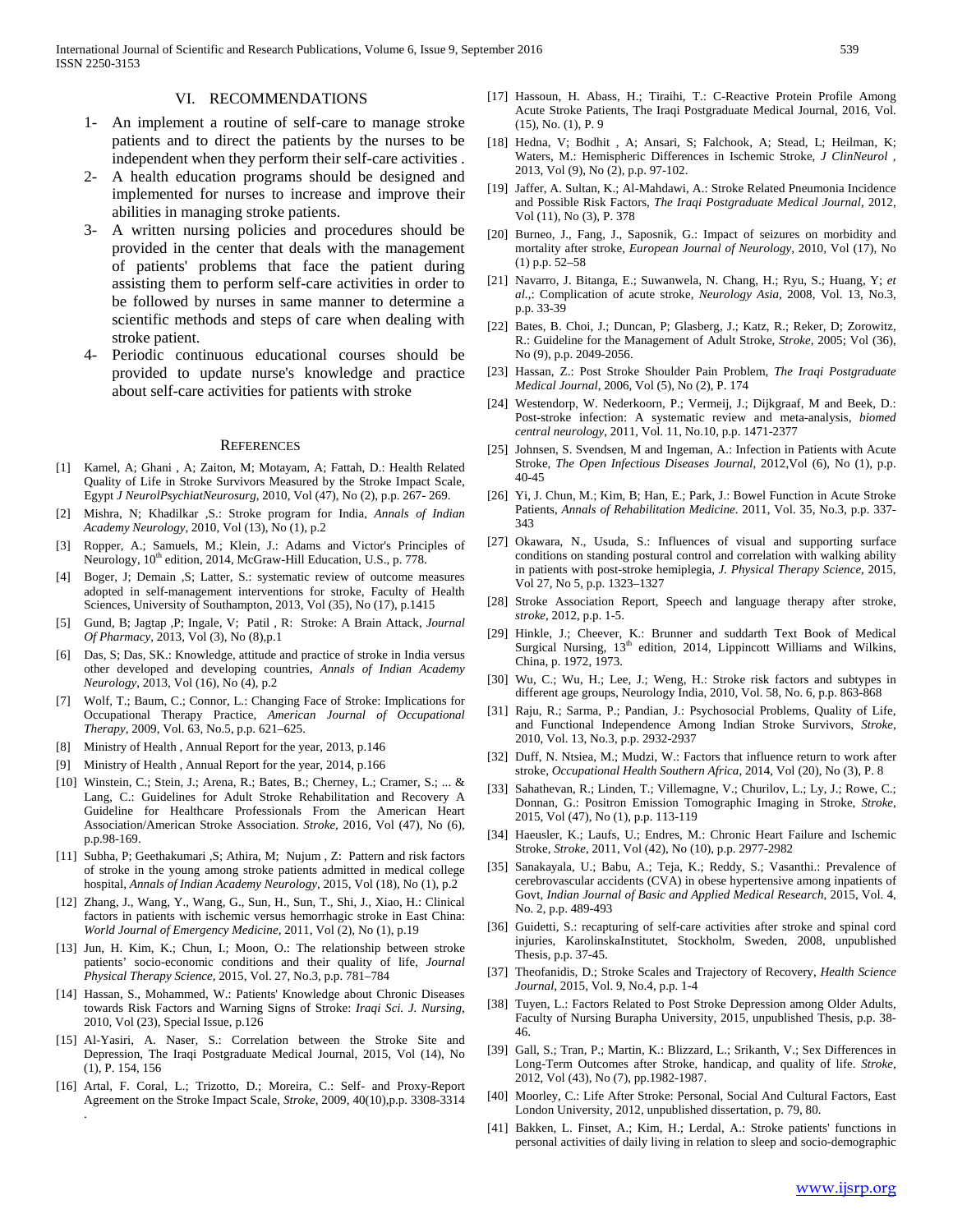## VI. RECOMMENDATIONS

1- An implement a routine of self-care to manage stroke patients and to direct the patients by the nurses to be independent when they perform their self-care activities .

2- A health education programs should be designed and implemented for nurses to increase and improve their abilities in managing stroke patients.

3- A written nursing policies and procedures should be provided in the center that deals with the management of patients' problems that face the patient during assisting them to perform self-care activities in order to be followed by nurses in same manner to determine a scientific methods and steps of care when dealing with stroke patient.

4- Periodic continuous educational courses should be provided to update nurse's knowledge and practice about self-care activities for patients with stroke

## REFERENCES

[1] Kamel, A; Ghani , A; Zaiton, M; Motayam, A; Fattah, D.: Health Related Quality of Life in Stroke Survivors Measured by the Stroke Impact Scale, Egypt *J NeurolPsychiatNeurosurg*, 2010, Vol (47), No (2), p.p. 267- 269.

[2] Mishra, N; Khadilkar ,S.: Stroke program for India, *Annals of Indian Academy Neurology*, 2010, Vol (13), No (1), p.2

[3] Ropper, A.; Samuels, M.; Klein, J.: Adams and Victor's Principles of Neurology, 10th edition, 2014, McGraw-Hill Education, U.S., p. 778.

[4] Boger, J; Demain ,S; Latter, S.: systematic review of outcome measures adopted in self-management interventions for stroke, Faculty of Health Sciences, University of Southampton, 2013, Vol (35), No (17), p.1415

[5] Gund, B; Jagtap ,P; Ingale, V; Patil , R: Stroke: A Brain Attack, *Journal Of Pharmacy*, 2013, Vol (3), No (8),p.1

[6] Das, S; Das, SK.: Knowledge, attitude and practice of stroke in India versus other developed and developing countries, *Annals of Indian Academy Neurology*, 2013, Vol (16), No (4), p.2

[7] Wolf, T.; Baum, C.; Connor, L.: Changing Face of Stroke: Implications for Occupational Therapy Practice, *American Journal of Occupational Therapy*, 2009, Vol. 63, No.5, p.p. 621–625.

[8] Ministry of Health , Annual Report for the year, 2013, p.146

[9] Ministry of Health , Annual Report for the year, 2014, p.166

[10] Winstein, C.; Stein, J.; Arena, R.; Bates, B.; Cherney, L.; Cramer, S.; ... & Lang, C.: Guidelines for Adult Stroke Rehabilitation and Recovery A Guideline for Healthcare Professionals From the American Heart Association/American Stroke Association. *Stroke*, 2016, Vol (47), No (6), p.p.98-169.

[11] Subha, P; Geethakumari ,S; Athira, M; Nujum , Z: Pattern and risk factors of stroke in the young among stroke patients admitted in medical college hospital, *Annals of Indian Academy Neurology*, 2015, Vol (18), No (1), p.2

[12] Zhang, J., Wang, Y., Wang, G., Sun, H., Sun, T., Shi, J., Xiao, H.: Clinical factors in patients with ischemic versus hemorrhagic stroke in East China: *World Journal of Emergency Medicine*, 2011, Vol (2), No (1), p.19

[13] Jun, H. Kim, K.; Chun, I.; Moon, O.: The relationship between stroke patients' socio-economic conditions and their quality of life, *Journal Physical Therapy Science*, 2015, Vol. 27, No.3, p.p. 781–784

[14] Hassan, S., Mohammed, W.: Patients' Knowledge about Chronic Diseases towards Risk Factors and Warning Signs of Stroke: *Iraqi Sci. J. Nursing*, 2010, Vol (23), Special Issue, p.126

[15] Al-Yasiri, A. Naser, S.: Correlation between the Stroke Site and Depression, The Iraqi Postgraduate Medical Journal, 2015, Vol (14), No (1), P. 154, 156

[16] Artal, F. Coral, L.; Trizotto, D.; Moreira, C.: Self- and Proxy-Report Agreement on the Stroke Impact Scale, *Stroke*, 2009, 40(10),p.p. 3308-3314 .

[17] Hassoun, H. Abass, H.; Tiraihi, T.: C-Reactive Protein Profile Among Acute Stroke Patients, The Iraqi Postgraduate Medical Journal, 2016, Vol. (15), No. (1), P. 9

[18] Hedna, V; Bodhit , A; Ansari, S; Falchook, A; Stead, L; Heilman, K; Waters, M.: Hemispheric Differences in Ischemic Stroke, *J ClinNeurol* , 2013, Vol (9), No (2), p.p. 97-102.

[19] Jaffer, A. Sultan, K.; Al-Mahdawi, A.: Stroke Related Pneumonia Incidence and Possible Risk Factors, *The Iraqi Postgraduate Medical Journal*, 2012, Vol (11), No (3), P. 378

[20] Burneo, J., Fang, J., Saposnik, G.: Impact of seizures on morbidity and mortality after stroke, *European Journal of Neurology*, 2010, Vol (17), No (1) p.p. 52–58

[21] Navarro, J. Bitanga, E.; Suwanwela, N. Chang, H.; Ryu, S.; Huang, Y; *et al.*,: Complication of acute stroke, *Neurology Asia*, 2008, Vol. 13, No.3, p.p. 33-39

[22] Bates, B. Choi, J.; Duncan, P; Glasberg, J.; Katz, R.; Reker, D; Zorowitz, R.: Guideline for the Management of Adult Stroke, *Stroke*, 2005; Vol (36), No (9), p.p. 2049-2056.

[23] Hassan, Z.: Post Stroke Shoulder Pain Problem, *The Iraqi Postgraduate Medical Journal*, 2006, Vol (5), No (2), P. 174

[24] Westendorp, W. Nederkoorn, P.; Vermeij, J.; Dijkgraaf, M and Beek, D.: Post-stroke infection: A systematic review and meta-analysis, *biomed central neurology*, 2011, Vol. 11, No.10, p.p. 1471-2377

[25] Johnsen, S. Svendsen, M and Ingeman, A.: Infection in Patients with Acute Stroke, *The Open Infectious Diseases Journal*, 2012,Vol (6), No (1), p.p. 40-45

[26] Yi, J. Chun, M.; Kim, B; Han, E.; Park, J.: Bowel Function in Acute Stroke Patients, *Annals of Rehabilitation Medicine*. 2011, Vol. 35, No.3, p.p. 337-343

[27] Okawara, N., Usuda, S.: Influences of visual and supporting surface conditions on standing postural control and correlation with walking ability in patients with post-stroke hemiplegia, *J. Physical Therapy Science*, 2015, Vol 27, No 5, p.p. 1323–1327

[28] Stroke Association Report, Speech and language therapy after stroke, *stroke*, 2012, p.p. 1-5.

[29] Hinkle, J.; Cheever, K.: Brunner and suddarth Text Book of Medical Surgical Nursing, 13th edition, 2014, Lippincott Williams and Wilkins, China, p. 1972, 1973.

[30] Wu, C.; Wu, H.; Lee, J.; Weng, H.: Stroke risk factors and subtypes in different age groups, Neurology India, 2010, Vol. 58, No. 6, p.p. 863-868

[31] Raju, R.; Sarma, P.; Pandian, J.: Psychosocial Problems, Quality of Life, and Functional Independence Among Indian Stroke Survivors, *Stroke*, 2010, Vol. 13, No.3, p.p. 2932-2937

[32] Duff, N. Ntsiea, M.; Mudzi, W.: Factors that influence return to work after stroke, *Occupational Health Southern Africa*, 2014, Vol (20), No (3), P. 8

[33] Sahathevan, R.; Linden, T.; Villemagne, V.; Churilov, L.; Ly, J.; Rowe, C.; Donnan, G.: Positron Emission Tomographic Imaging in Stroke, *Stroke*, 2015, Vol (47), No (1), p.p. 113-119

[34] Haeusler, K.; Laufs, U.; Endres, M.: Chronic Heart Failure and Ischemic Stroke, *Stroke*, 2011, Vol (42), No (10), p.p. 2977-2982

[35] Sanakayala, U.; Babu, A.; Teja, K.; Reddy, S.; Vasanthi.: Prevalence of cerebrovascular accidents (CVA) in obese hypertensive among inpatients of Govt, *Indian Journal of Basic and Applied Medical Research*, 2015, Vol. 4, No. 2, p.p. 489-493

[36] Guidetti, S.: recapturing of self-care activities after stroke and spinal cord injuries, KarolinskaInstitutet, Stockholm, Sweden, 2008, unpublished Thesis, p.p. 37-45.

[37] Theofanidis, D.; Stroke Scales and Trajectory of Recovery, *Health Science Journal*, 2015, Vol. 9, No.4, p.p. 1-4

[38] Tuyen, L.: Factors Related to Post Stroke Depression among Older Adults, Faculty of Nursing Burapha University, 2015, unpublished Thesis, p.p. 38-46.

[39] Gall, S.; Tran, P.; Martin, K.: Blizzard, L.; Srikanth, V.; Sex Differences in Long-Term Outcomes after Stroke, handicap, and quality of life. *Stroke*, 2012, Vol (43), No (7), pp.1982-1987.

[40] Moorley, C.: Life After Stroke: Personal, Social And Cultural Factors, East London University, 2012, unpublished dissertation, p. 79, 80.

[41] Bakken, L. Finset, A.; Kim, H.; Lerdal, A.: Stroke patients' functions in personal activities of daily living in relation to sleep and socio-demographic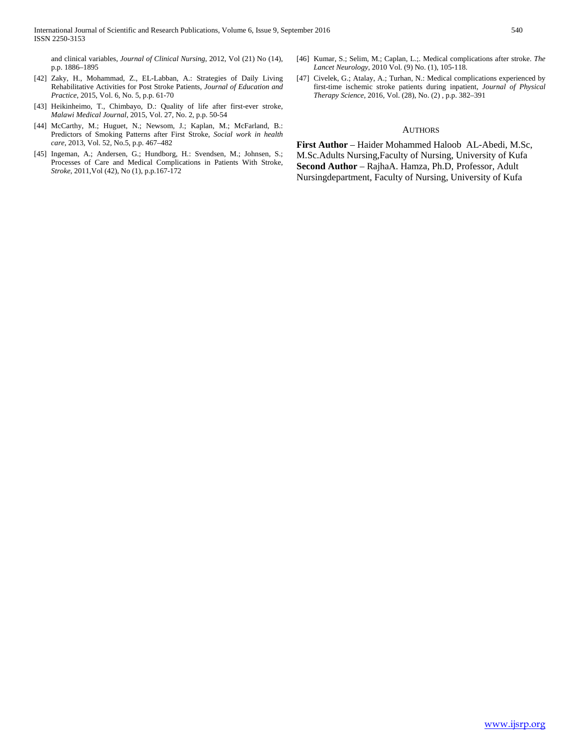and clinical variables, *Journal of Clinical Nursing*, 2012, Vol (21) No (14), p.p. 1886–1895

[42] Zaky, H., Mohammad, Z., EL-Labban, A.: Strategies of Daily Living Rehabilitative Activities for Post Stroke Patients, *Journal of Education and Practice*, 2015, Vol. 6, No. 5, p.p. 61-70

[43] Heikinheimo, T., Chimbayo, D.: Quality of life after first-ever stroke, *Malawi Medical Journal*, 2015, Vol. 27, No. 2, p.p. 50-54

[44] McCarthy, M.; Huguet, N.; Newsom, J.; Kaplan, M.; McFarland, B.: Predictors of Smoking Patterns after First Stroke, *Social work in health care*, 2013, Vol. 52, No.5, p.p. 467–482

[45] Ingeman, A.; Andersen, G.; Hundborg, H.: Svendsen, M.; Johnsen, S.; Processes of Care and Medical Complications in Patients With Stroke, *Stroke*, 2011,Vol (42), No (1), p.p.167-172

[46] Kumar, S.; Selim, M.; Caplan, L.;. Medical complications after stroke. *The Lancet Neurology*, 2010 Vol. (9) No. (1), 105-118.

[47] Civelek, G.; Atalay, A.; Turhan, N.: Medical complications experienced by first-time ischemic stroke patients during inpatient, *Journal of Physical Therapy Science*, 2016, Vol. (28), No. (2) , p.p. 382–391

## AUTHORS

**First Author** – Haider Mohammed Haloob AL-Abedi, M.Sc, M.Sc.Adults Nursing,Faculty of Nursing, University of Kufa

**Second Author** – RajhaA. Hamza, Ph.D, Professor, Adult Nursingdepartment, Faculty of Nursing, University of Kufa